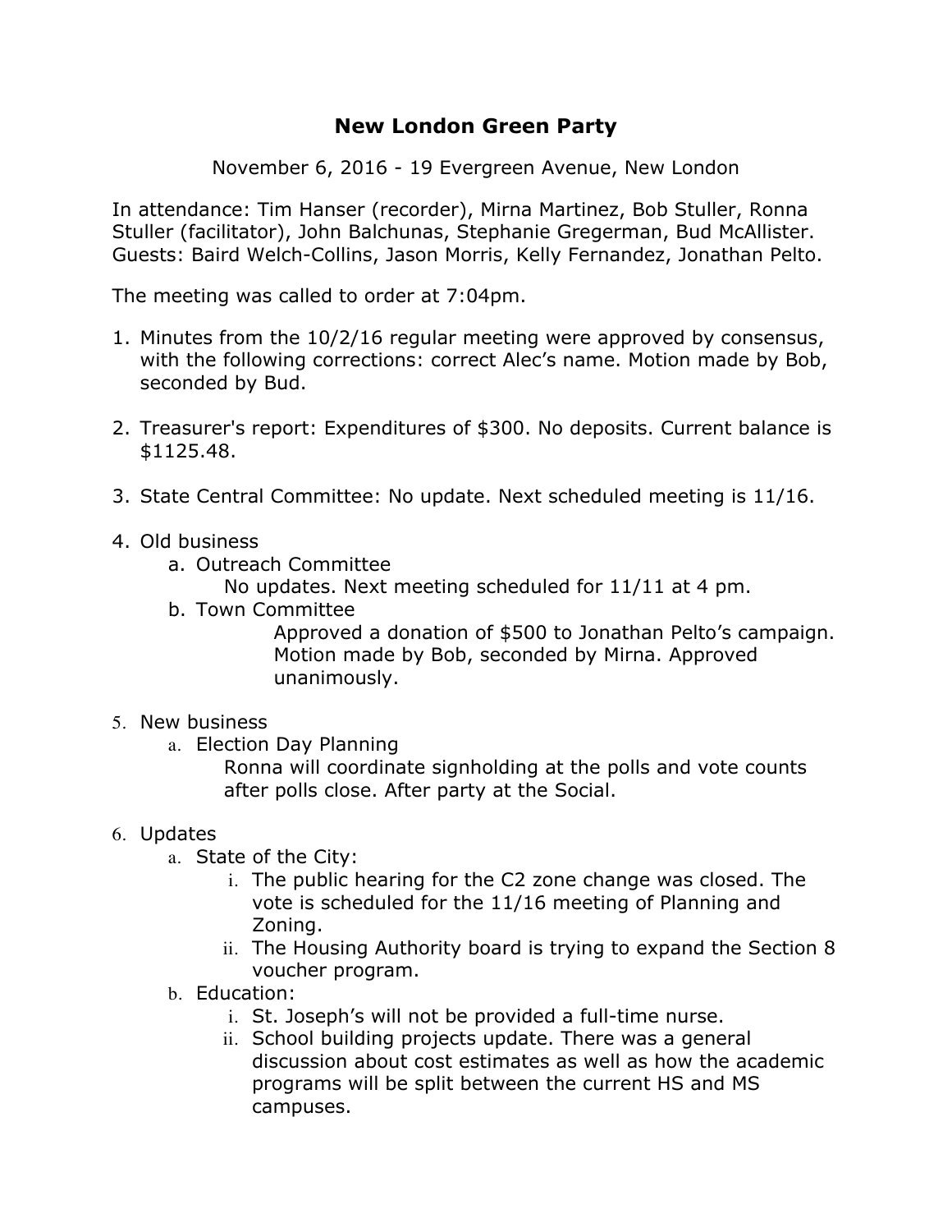# New London Green Party

November 6, 2016 - 19 Evergreen Avenue, New London

In attendance: Tim Hanser (recorder), Mirna Martinez, Bob Stuller, Ronna Stuller (facilitator), John Balchunas, Stephanie Gregerman, Bud McAllister. Guests: Baird Welch-Collins, Jason Morris, Kelly Fernandez, Jonathan Pelto.

The meeting was called to order at 7:04pm.

1. Minutes from the 10/2/16 regular meeting were approved by consensus, with the following corrections: correct Alec's name. Motion made by Bob, seconded by Bud.

2. Treasurer's report: Expenditures of $300. No deposits. Current balance is $1125.48.

3. State Central Committee: No update. Next scheduled meeting is 11/16.

4. Old business
   a. Outreach Committee
      No updates. Next meeting scheduled for 11/11 at 4 pm.
   b. Town Committee
      Approved a donation of $500 to Jonathan Pelto's campaign. Motion made by Bob, seconded by Mirna. Approved unanimously.

5. New business
   a. Election Day Planning
      Ronna will coordinate signholding at the polls and vote counts after polls close. After party at the Social.

6. Updates
   a. State of the City:
      i. The public hearing for the C2 zone change was closed. The vote is scheduled for the 11/16 meeting of Planning and Zoning.
      ii. The Housing Authority board is trying to expand the Section 8 voucher program.
   b. Education:
      i. St. Joseph's will not be provided a full-time nurse.
      ii. School building projects update. There was a general discussion about cost estimates as well as how the academic programs will be split between the current HS and MS campuses.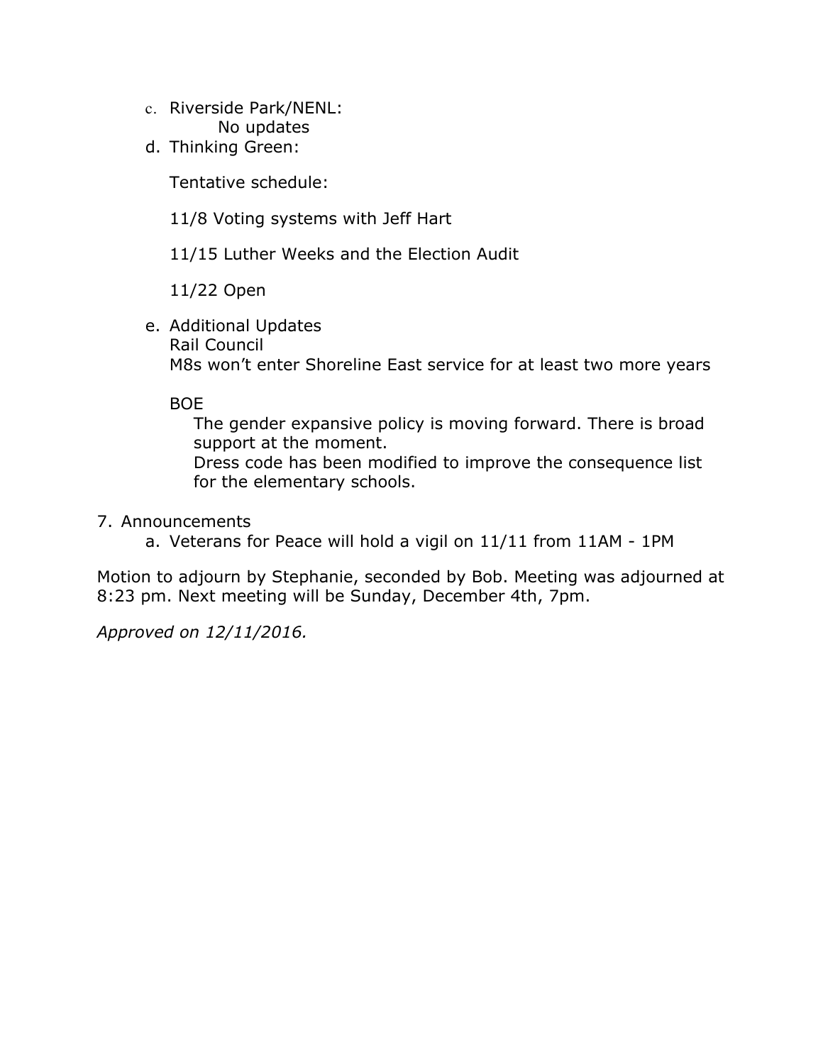c. Riverside Park/NENL:
   No updates

d. Thinking Green:

   Tentative schedule:

   11/8 Voting systems with Jeff Hart

   11/15 Luther Weeks and the Election Audit

   11/22 Open

e. Additional Updates
   Rail Council
   M8s won't enter Shoreline East service for at least two more years

   BOE
   - The gender expansive policy is moving forward. There is broad support at the moment.
   - Dress code has been modified to improve the consequence list for the elementary schools.

7. Announcements
   a. Veterans for Peace will hold a vigil on 11/11 from 11AM - 1PM

Motion to adjourn by Stephanie, seconded by Bob. Meeting was adjourned at 8:23 pm. Next meeting will be Sunday, December 4th, 7pm.

*Approved on 12/11/2016.*